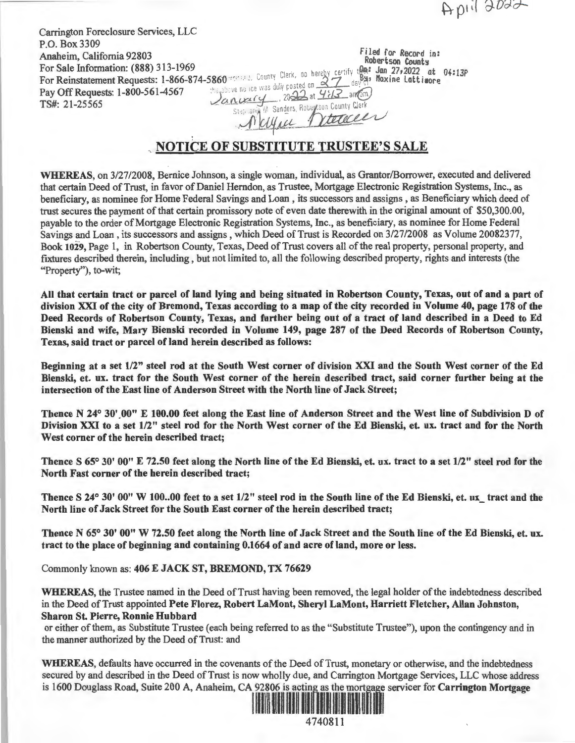April 2022

Carrington Foreclosure Services, LLC
P.O. Box 3309
Anaheim, California 92803
For Sale Information: (888) 313-1969
For Reinstatement Requests: 1-866-874-5860
Pay Off Requests: 1-800-561-4567
TS#: 21-25565

Filed for Record in:
Robertson County
On: Jan 27,2022 at 04:13P
By: Maxine Lattimore

County Clerk, do hereby certify that the above notice was duly posted on 27 day of January, 2022 at 4:13 am/pm
Stephanie M. Sanders, Robertson County Clerk

## NOTICE OF SUBSTITUTE TRUSTEE'S SALE

**WHEREAS**, on 3/27/2008, Bernice Johnson, a single woman, individual, as Grantor/Borrower, executed and delivered that certain Deed of Trust, in favor of Daniel Herndon, as Trustee, Mortgage Electronic Registration Systems, Inc., as beneficiary, as nominee for Home Federal Savings and Loan , its successors and assigns , as Beneficiary which deed of trust secures the payment of that certain promissory note of even date therewith in the original amount of $50,300.00, payable to the order of Mortgage Electronic Registration Systems, Inc., as beneficiary, as nominee for Home Federal Savings and Loan , its successors and assigns , which Deed of Trust is Recorded on 3/27/2008 as Volume 20082377, Book 1029, Page 1, in Robertson County, Texas, Deed of Trust covers all of the real property, personal property, and fixtures described therein, including , but not limited to, all the following described property, rights and interests (the "Property"), to-wit;

**All that certain tract or parcel of land lying and being situated in Robertson County, Texas, out of and a part of division XXI of the city of Bremond, Texas according to a map of the city recorded in Volume 40, page 178 of the Deed Records of Robertson County, Texas, and further being out of a tract of land described in a Deed to Ed Bienski and wife, Mary Bienski recorded in Volume 149, page 287 of the Deed Records of Robertson County, Texas, said tract or parcel of land herein described as follows:**

**Beginning at a set 1/2" steel rod at the South West corner of division XXI and the South West corner of the Ed Bienski, et. ux. tract for the South West corner of the herein described tract, said corner further being at the intersection of the East line of Anderson Street with the North line of Jack Street;**

**Thence N 24° 30'.00" E 100.00 feet along the East line of Anderson Street and the West line of Subdivision D of Division XXI to a set 1/2" steel rod for the North West corner of the Ed Bienski, et. ux. tract and for the North West corner of the herein described tract;**

**Thence S 65° 30' 00" E 72.50 feet along the North line of the Ed Bienski, et. ux. tract to a set 1/2" steel rod for the North Fast corner of the herein described tract;**

**Thence S 24° 30' 00" W 100..00 feet to a set 1/2" steel rod in the South line of the Ed Bienski, et. ux_ tract and the North line of Jack Street for the South East corner of the herein described tract;**

**Thence N 65° 30' 00" W 72.50 feet along the North line of Jack Street and the South line of the Ed Bienski, et. ux. tract to the place of beginning and containing 0.1664 of and acre of land, more or less.**

Commonly known as: **406 E JACK ST, BREMOND, TX 76629**

**WHEREAS**, the Trustee named in the Deed of Trust having been removed, the legal holder of the indebtedness described in the Deed of Trust appointed **Pete Florez, Robert LaMont, Sheryl LaMont, Harriett Fletcher, Allan Johnston, Sharon St. Pierre, Ronnie Hubbard**
or either of them, as Substitute Trustee (each being referred to as the "Substitute Trustee"), upon the contingency and in the manner authorized by the Deed of Trust: and

**WHEREAS**, defaults have occurred in the covenants of the Deed of Trust, monetary or otherwise, and the indebtedness secured by and described in the Deed of Trust is now wholly due, and Carrington Mortgage Services, LLC whose address is 1600 Douglass Road, Suite 200 A, Anaheim, CA 92806 is acting as the mortgage servicer for **Carrington Mortgage**

4740811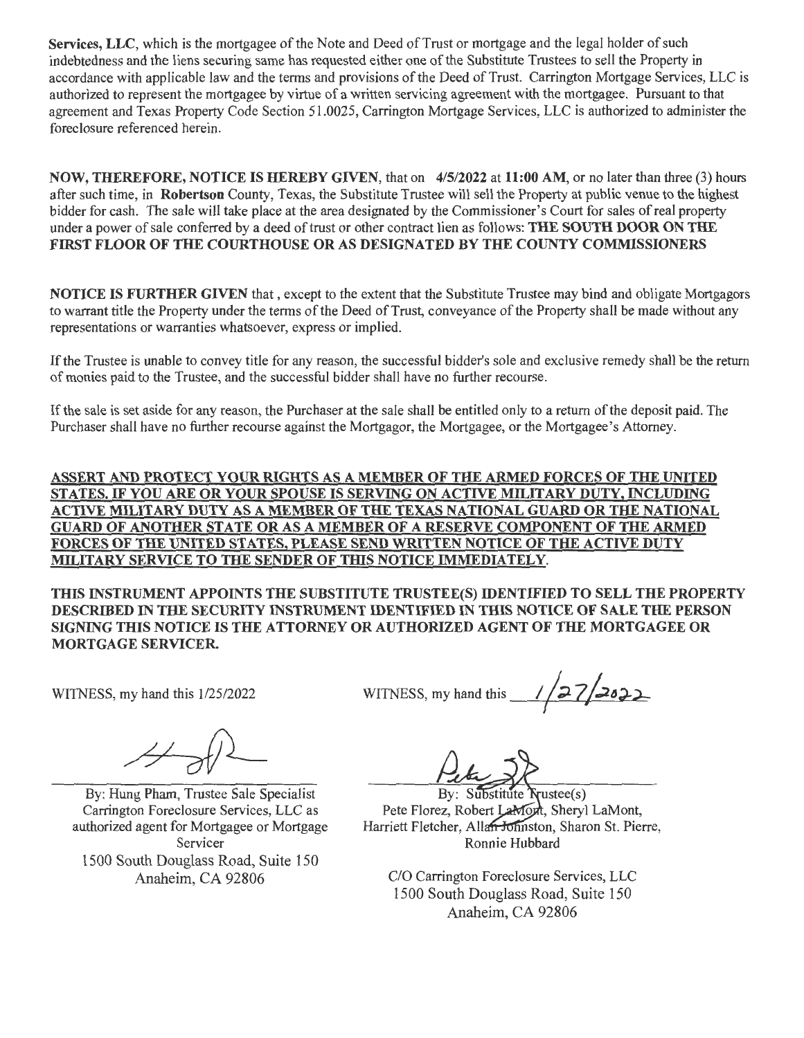**Services, LLC**, which is the mortgagee of the Note and Deed of Trust or mortgage and the legal holder of such indebtedness and the liens securing same has requested either one of the Substitute Trustees to sell the Property in accordance with applicable law and the terms and provisions of the Deed of Trust. Carrington Mortgage Services, LLC is authorized to represent the mortgagee by virtue of a written servicing agreement with the mortgagee. Pursuant to that agreement and Texas Property Code Section 51.0025, Carrington Mortgage Services, LLC is authorized to administer the foreclosure referenced herein.

**NOW, THEREFORE, NOTICE IS HEREBY GIVEN**, that on **4/5/2022** at **11:00 AM**, or no later than three (3) hours after such time, in **Robertson** County, Texas, the Substitute Trustee will sell the Property at public venue to the highest bidder for cash. The sale will take place at the area designated by the Commissioner's Court for sales of real property under a power of sale conferred by a deed of trust or other contract lien as follows: **THE SOUTH DOOR ON THE FIRST FLOOR OF THE COURTHOUSE OR AS DESIGNATED BY THE COUNTY COMMISSIONERS**

**NOTICE IS FURTHER GIVEN** that, except to the extent that the Substitute Trustee may bind and obligate Mortgagors to warrant title the Property under the terms of the Deed of Trust, conveyance of the Property shall be made without any representations or warranties whatsoever, express or implied.

If the Trustee is unable to convey title for any reason, the successful bidder's sole and exclusive remedy shall be the return of monies paid to the Trustee, and the successful bidder shall have no further recourse.

If the sale is set aside for any reason, the Purchaser at the sale shall be entitled only to a return of the deposit paid. The Purchaser shall have no further recourse against the Mortgagor, the Mortgagee, or the Mortgagee's Attorney.

**ASSERT AND PROTECT YOUR RIGHTS AS A MEMBER OF THE ARMED FORCES OF THE UNITED STATES. IF YOU ARE OR YOUR SPOUSE IS SERVING ON ACTIVE MILITARY DUTY, INCLUDING ACTIVE MILITARY DUTY AS A MEMBER OF THE TEXAS NATIONAL GUARD OR THE NATIONAL GUARD OF ANOTHER STATE OR AS A MEMBER OF A RESERVE COMPONENT OF THE ARMED FORCES OF THE UNITED STATES, PLEASE SEND WRITTEN NOTICE OF THE ACTIVE DUTY MILITARY SERVICE TO THE SENDER OF THIS NOTICE IMMEDIATELY.**

**THIS INSTRUMENT APPOINTS THE SUBSTITUTE TRUSTEE(S) IDENTIFIED TO SELL THE PROPERTY DESCRIBED IN THE SECURITY INSTRUMENT IDENTIFIED IN THIS NOTICE OF SALE THE PERSON SIGNING THIS NOTICE IS THE ATTORNEY OR AUTHORIZED AGENT OF THE MORTGAGEE OR MORTGAGE SERVICER.**

WITNESS, my hand this 1/25/2022

By: Hung Pham, Trustee Sale Specialist
Carrington Foreclosure Services, LLC as authorized agent for Mortgagee or Mortgage Servicer
1500 South Douglass Road, Suite 150
Anaheim, CA 92806

WITNESS, my hand this 1/27/2022

By: Substitute Trustee(s)
Pete Florez, Robert LaMont, Sheryl LaMont, Harriett Fletcher, Allan Johnston, Sharon St. Pierre, Ronnie Hubbard

C/O Carrington Foreclosure Services, LLC
1500 South Douglass Road, Suite 150
Anaheim, CA 92806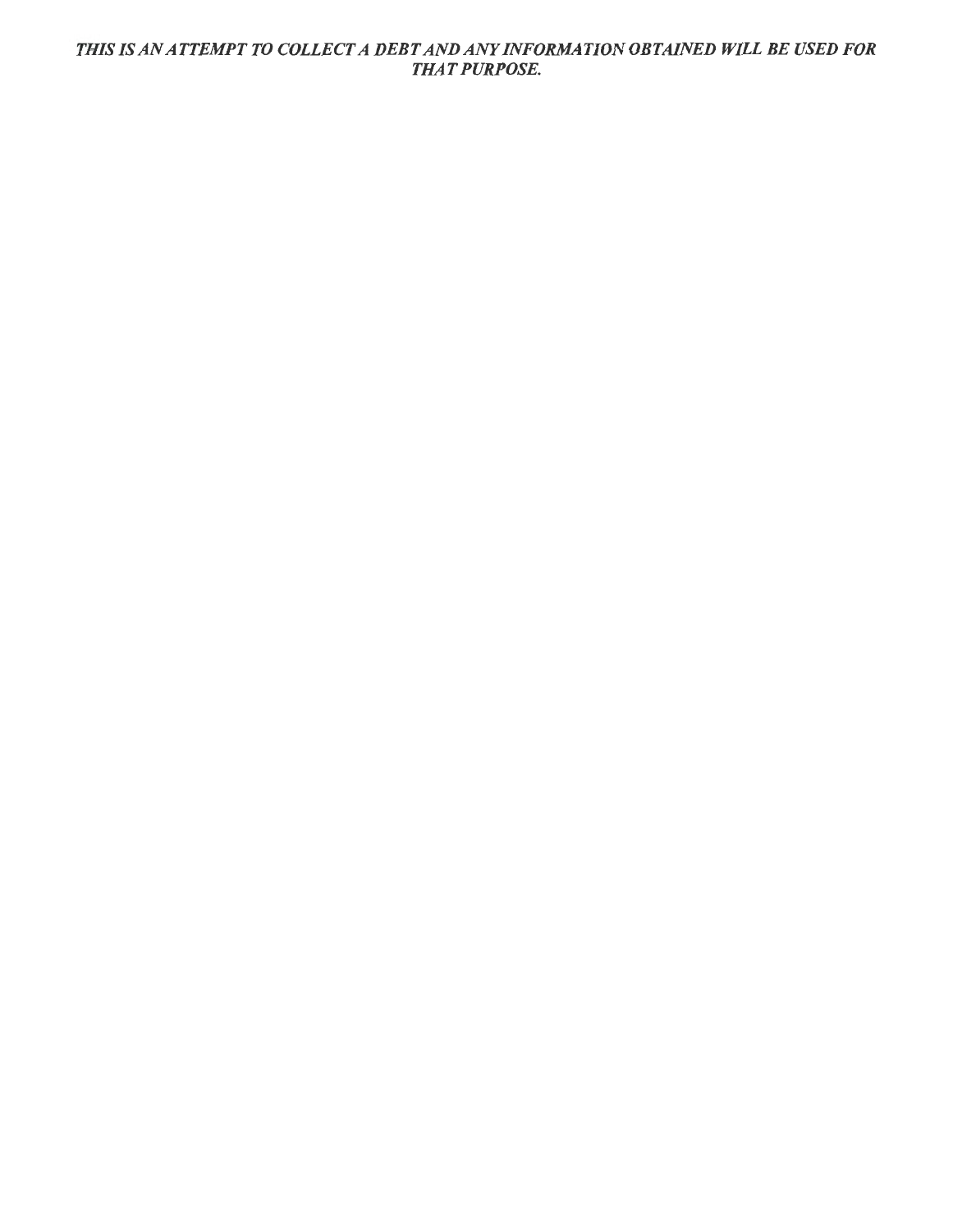*THIS IS AN ATTEMPT TO COLLECT A DEBT AND ANY INFORMATION OBTAINED WILL BE USED FOR THAT PURPOSE.*